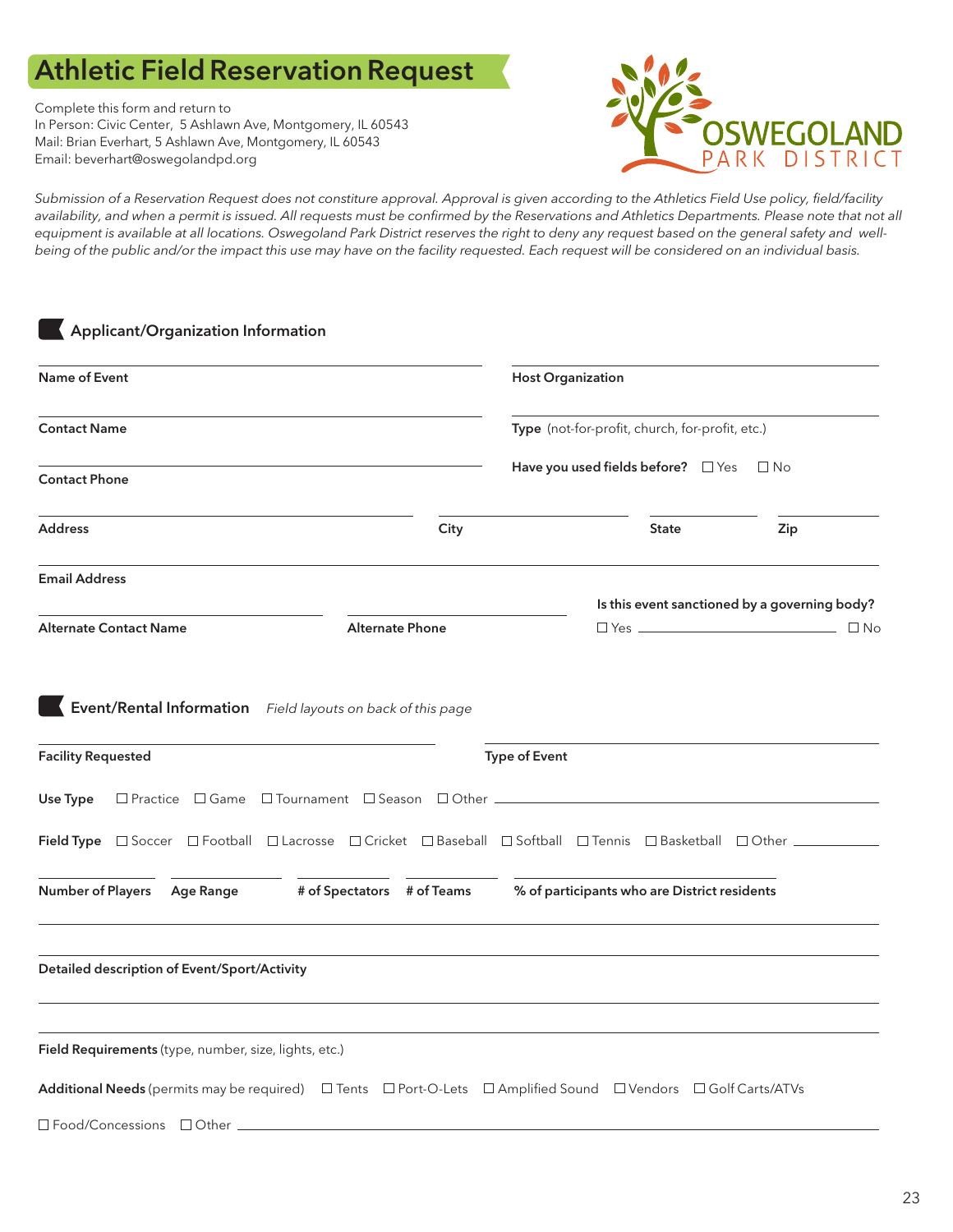# Athletic Field Reservation Request

Complete this form and return to
In Person: Civic Center, 5 Ashlawn Ave, Montgomery, IL 60543
Mail: Brian Everhart, 5 Ashlawn Ave, Montgomery, IL 60543
Email: beverhart@oswegolandpd.org

OSWEGOLAND PARK DISTRICT

*Submission of a Reservation Request does not constiture approval. Approval is given according to the Athletics Field Use policy, field/facility availability, and when a permit is issued. All requests must be confirmed by the Reservations and Athletics Departments. Please note that not all equipment is available at all locations. Oswegoland Park District reserves the right to deny any request based on the general safety and well-being of the public and/or the impact this use may have on the facility requested. Each request will be considered on an individual basis.*

## Applicant/Organization Information

**Name of Event** ______________________ **Host Organization** ______________________

**Contact Name** ______________________ **Type** (not-for-profit, church, for-profit, etc.) ______________________

**Contact Phone** ______________________ **Have you used fields before?** ☐ Yes ☐ No

**Address** ______________________ **City** ______________ **State** ________ **Zip** ________

**Email Address** ______________________

**Alternate Contact Name** ______________ **Alternate Phone** ______________ **Is this event sanctioned by a governing body?** ☐ Yes ______________ ☐ No

## Event/Rental Information *Field layouts on back of this page*

**Facility Requested** ______________________ **Type of Event** ______________________

**Use Type** ☐ Practice ☐ Game ☐ Tournament ☐ Season ☐ Other ______________________

**Field Type** ☐ Soccer ☐ Football ☐ Lacrosse ☐ Cricket ☐ Baseball ☐ Softball ☐ Tennis ☐ Basketball ☐ Other __________

**Number of Players** ________ **Age Range** ________ **# of Spectators** ________ **# of Teams** ________ **% of participants who are District residents** ________

**Detailed description of Event/Sport/Activity** ______________________

**Field Requirements** (type, number, size, lights, etc.) ______________________

**Additional Needs** (permits may be required) ☐ Tents ☐ Port-O-Lets ☐ Amplified Sound ☐ Vendors ☐ Golf Carts/ATVs

☐ Food/Concessions ☐ Other ______________________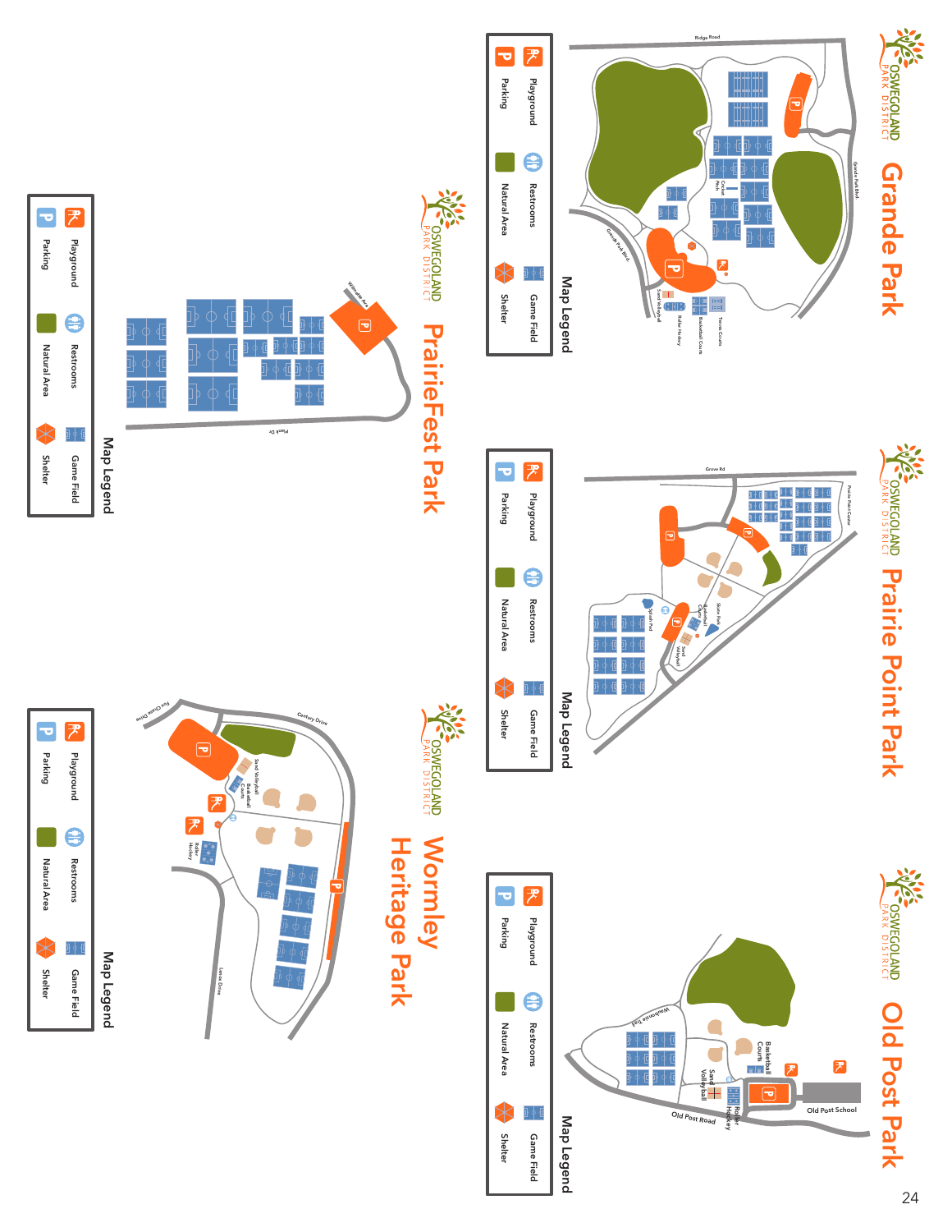# Grande Park

OSWEGOLAND PARK DISTRICT

Ridge Road

Grande Park Blvd

Grande Park Blvd.

Cricket Pitch

Sand Volleyball

Roller Hockey

Basketball Courts

Tennis Courts

## Map Legend

- Playground
- Restrooms
- Game Field
- Parking
- Natural Area
- Shelter

# Prairie Point Park

OSWEGOLAND PARK DISTRICT

Grove Rd

Prairie Point Center

Skate Park

Basketball Courts

Splash Pad

Sand Volleyball

## Map Legend

- Playground
- Restrooms
- Game Field
- Parking
- Natural Area
- Shelter

# Old Post Park

OSWEGOLAND PARK DISTRICT

Old Post School

Old Post Road

Waubonsie Trail

Basketball Courts

Sand Volleyball

Roller Hockey

## Map Legend

- Playground
- Restrooms
- Game Field
- Parking
- Natural Area
- Shelter

# PrairieFest Park

OSWEGOLAND PARK DISTRICT

Wilmette Ave

Plank Dr

## Map Legend

- Playground
- Restrooms
- Game Field
- Parking
- Natural Area
- Shelter

# Wormley Heritage Park

OSWEGOLAND PARK DISTRICT

Century Drive

Fox Chase Drive

Lenox Drive

Sand Volleyball

Basketball Courts

Roller Hockey

## Map Legend

- Playground
- Restrooms
- Game Field
- Parking
- Natural Area
- Shelter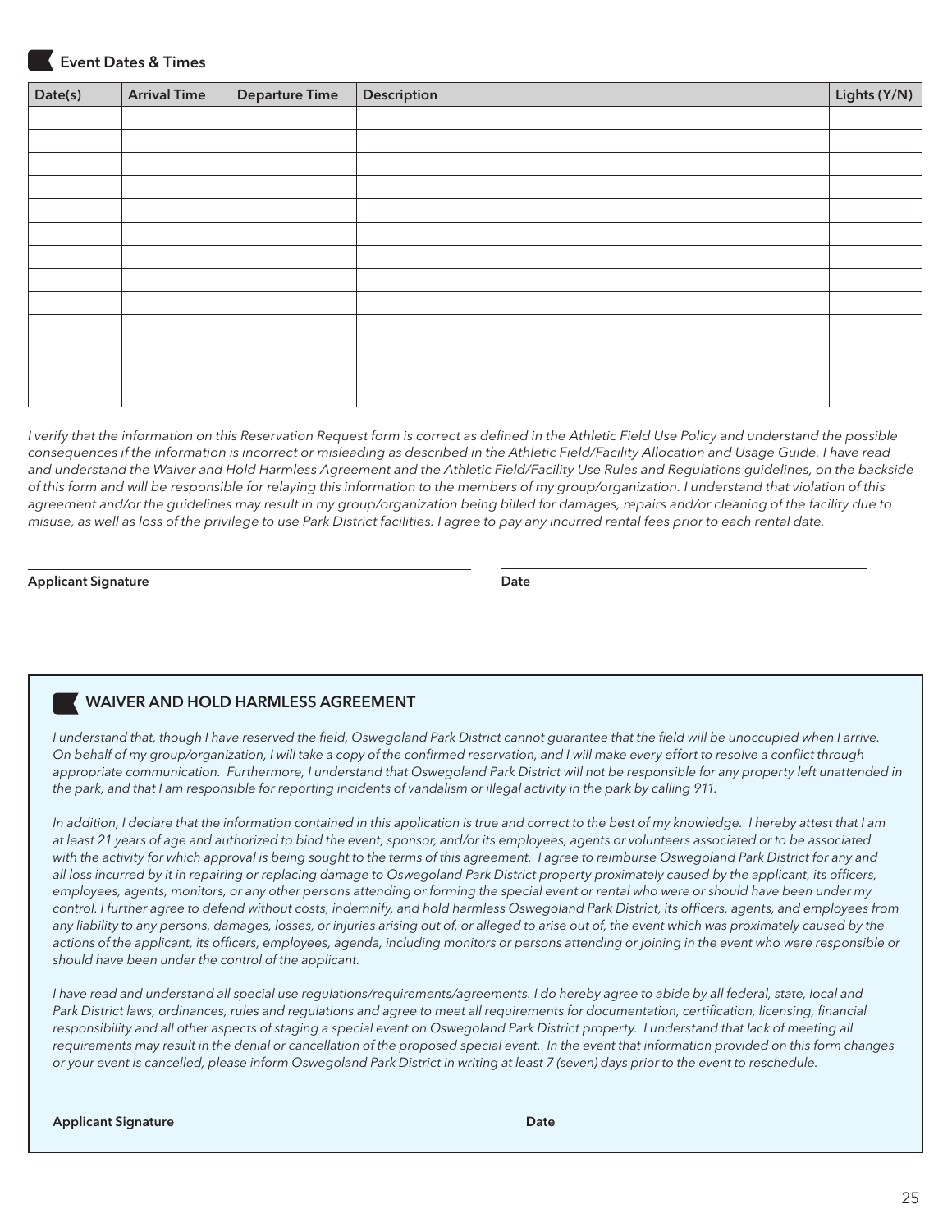## Event Dates & Times

| Date(s) | Arrival Time | Departure Time | Description | Lights (Y/N) |
|---|---|---|---|---|
| | | | | |
| | | | | |
| | | | | |
| | | | | |
| | | | | |
| | | | | |
| | | | | |
| | | | | |
| | | | | |
| | | | | |
| | | | | |
| | | | | |
| | | | | |

*I verify that the information on this Reservation Request form is correct as defined in the Athletic Field Use Policy and understand the possible consequences if the information is incorrect or misleading as described in the Athletic Field/Facility Allocation and Usage Guide. I have read and understand the Waiver and Hold Harmless Agreement and the Athletic Field/Facility Use Rules and Regulations guidelines, on the backside of this form and will be responsible for relaying this information to the members of my group/organization. I understand that violation of this agreement and/or the guidelines may result in my group/organization being billed for damages, repairs and/or cleaning of the facility due to misuse, as well as loss of the privilege to use Park District facilities. I agree to pay any incurred rental fees prior to each rental date.*

**Applicant Signature** ______________________ **Date** ______________________

## WAIVER AND HOLD HARMLESS AGREEMENT

*I understand that, though I have reserved the field, Oswegoland Park District cannot guarantee that the field will be unoccupied when I arrive. On behalf of my group/organization, I will take a copy of the confirmed reservation, and I will make every effort to resolve a conflict through appropriate communication. Furthermore, I understand that Oswegoland Park District will not be responsible for any property left unattended in the park, and that I am responsible for reporting incidents of vandalism or illegal activity in the park by calling 911.*

*In addition, I declare that the information contained in this application is true and correct to the best of my knowledge. I hereby attest that I am at least 21 years of age and authorized to bind the event, sponsor, and/or its employees, agents or volunteers associated or to be associated with the activity for which approval is being sought to the terms of this agreement. I agree to reimburse Oswegoland Park District for any and all loss incurred by it in repairing or replacing damage to Oswegoland Park District property proximately caused by the applicant, its officers, employees, agents, monitors, or any other persons attending or forming the special event or rental who were or should have been under my control. I further agree to defend without costs, indemnify, and hold harmless Oswegoland Park District, its officers, agents, and employees from any liability to any persons, damages, losses, or injuries arising out of, or alleged to arise out of, the event which was proximately caused by the actions of the applicant, its officers, employees, agenda, including monitors or persons attending or joining in the event who were responsible or should have been under the control of the applicant.*

*I have read and understand all special use regulations/requirements/agreements. I do hereby agree to abide by all federal, state, local and Park District laws, ordinances, rules and regulations and agree to meet all requirements for documentation, certification, licensing, financial responsibility and all other aspects of staging a special event on Oswegoland Park District property. I understand that lack of meeting all requirements may result in the denial or cancellation of the proposed special event. In the event that information provided on this form changes or your event is cancelled, please inform Oswegoland Park District in writing at least 7 (seven) days prior to the event to reschedule.*

**Applicant Signature** ______________________ **Date** ______________________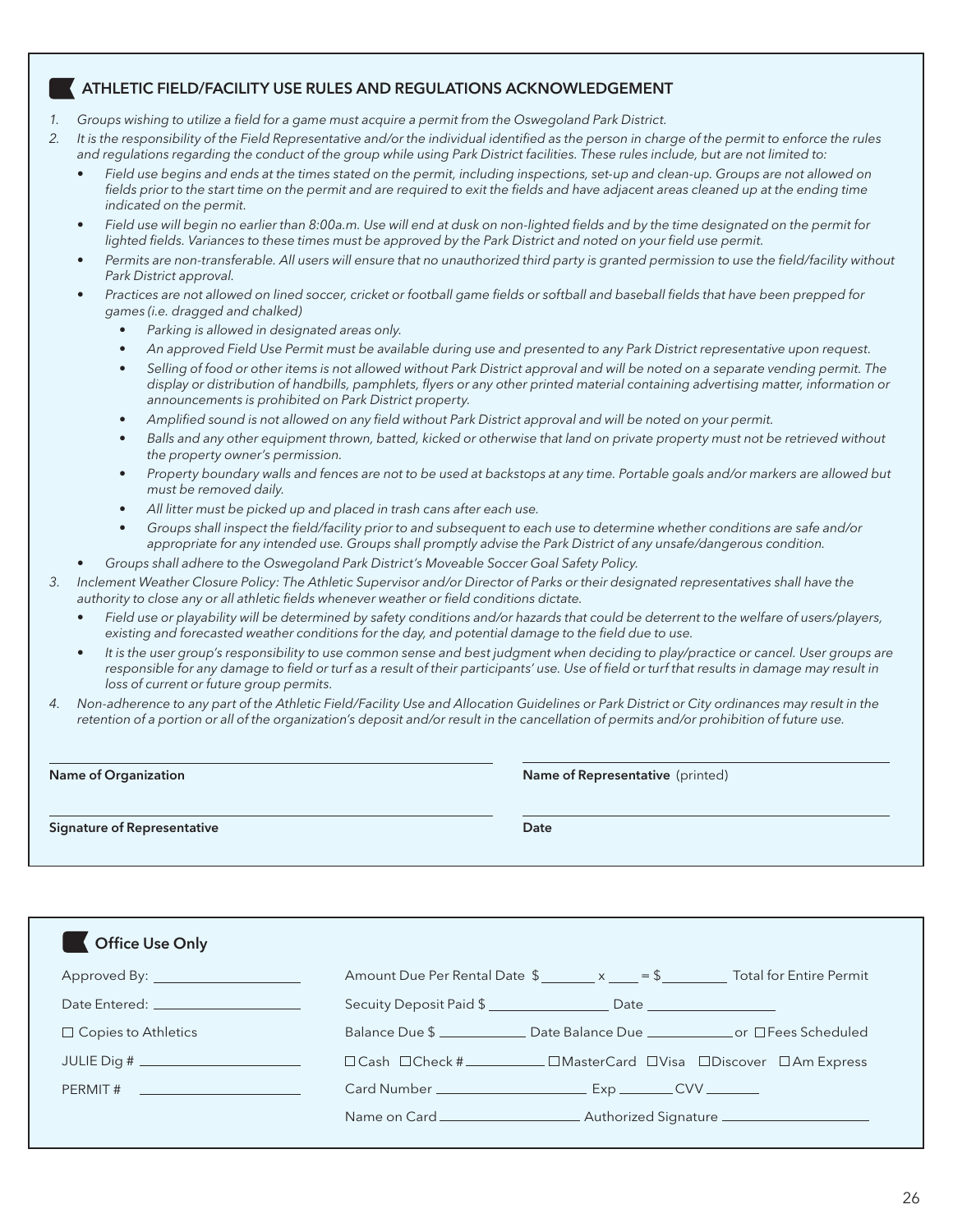## ATHLETIC FIELD/FACILITY USE RULES AND REGULATIONS ACKNOWLEDGEMENT

1. *Groups wishing to utilize a field for a game must acquire a permit from the Oswegoland Park District.*
2. *It is the responsibility of the Field Representative and/or the individual identified as the person in charge of the permit to enforce the rules and regulations regarding the conduct of the group while using Park District facilities. These rules include, but are not limited to:*
   - *Field use begins and ends at the times stated on the permit, including inspections, set-up and clean-up. Groups are not allowed on fields prior to the start time on the permit and are required to exit the fields and have adjacent areas cleaned up at the ending time indicated on the permit.*
   - *Field use will begin no earlier than 8:00a.m. Use will end at dusk on non-lighted fields and by the time designated on the permit for lighted fields. Variances to these times must be approved by the Park District and noted on your field use permit.*
   - *Permits are non-transferable. All users will ensure that no unauthorized third party is granted permission to use the field/facility without Park District approval.*
   - *Practices are not allowed on lined soccer, cricket or football game fields or softball and baseball fields that have been prepped for games (i.e. dragged and chalked)*
     - *Parking is allowed in designated areas only.*
     - *An approved Field Use Permit must be available during use and presented to any Park District representative upon request.*
     - *Selling of food or other items is not allowed without Park District approval and will be noted on a separate vending permit. The display or distribution of handbills, pamphlets, flyers or any other printed material containing advertising matter, information or announcements is prohibited on Park District property.*
     - *Amplified sound is not allowed on any field without Park District approval and will be noted on your permit.*
     - *Balls and any other equipment thrown, batted, kicked or otherwise that land on private property must not be retrieved without the property owner's permission.*
     - *Property boundary walls and fences are not to be used at backstops at any time. Portable goals and/or markers are allowed but must be removed daily.*
     - *All litter must be picked up and placed in trash cans after each use.*
     - *Groups shall inspect the field/facility prior to and subsequent to each use to determine whether conditions are safe and/or appropriate for any intended use. Groups shall promptly advise the Park District of any unsafe/dangerous condition.*
   - *Groups shall adhere to the Oswegoland Park District's Moveable Soccer Goal Safety Policy.*
3. *Inclement Weather Closure Policy: The Athletic Supervisor and/or Director of Parks or their designated representatives shall have the authority to close any or all athletic fields whenever weather or field conditions dictate.*
   - *Field use or playability will be determined by safety conditions and/or hazards that could be deterrent to the welfare of users/players, existing and forecasted weather conditions for the day, and potential damage to the field due to use.*
   - *It is the user group's responsibility to use common sense and best judgment when deciding to play/practice or cancel. User groups are responsible for any damage to field or turf as a result of their participants' use. Use of field or turf that results in damage may result in loss of current or future group permits.*
4. *Non-adherence to any part of the Athletic Field/Facility Use and Allocation Guidelines or Park District or City ordinances may result in the retention of a portion or all of the organization's deposit and/or result in the cancellation of permits and/or prohibition of future use.*

______________________________
**Name of Organization**

______________________________
**Name of Representative** (printed)

______________________________
**Signature of Representative**

______________________________
**Date**

## Office Use Only

Approved By: ______________

Date Entered: ______________

☐ Copies to Athletics

JULIE Dig # ______________

PERMIT # ______________

Amount Due Per Rental Date $________ x _____ = $_________ Total for Entire Permit

Secuity Deposit Paid $______________ Date ______________

Balance Due $__________ Date Balance Due __________ or ☐Fees Scheduled

☐Cash ☐Check #__________ ☐MasterCard ☐Visa ☐Discover ☐Am Express

Card Number ______________ Exp ________ CVV ________

Name on Card ______________ Authorized Signature ______________